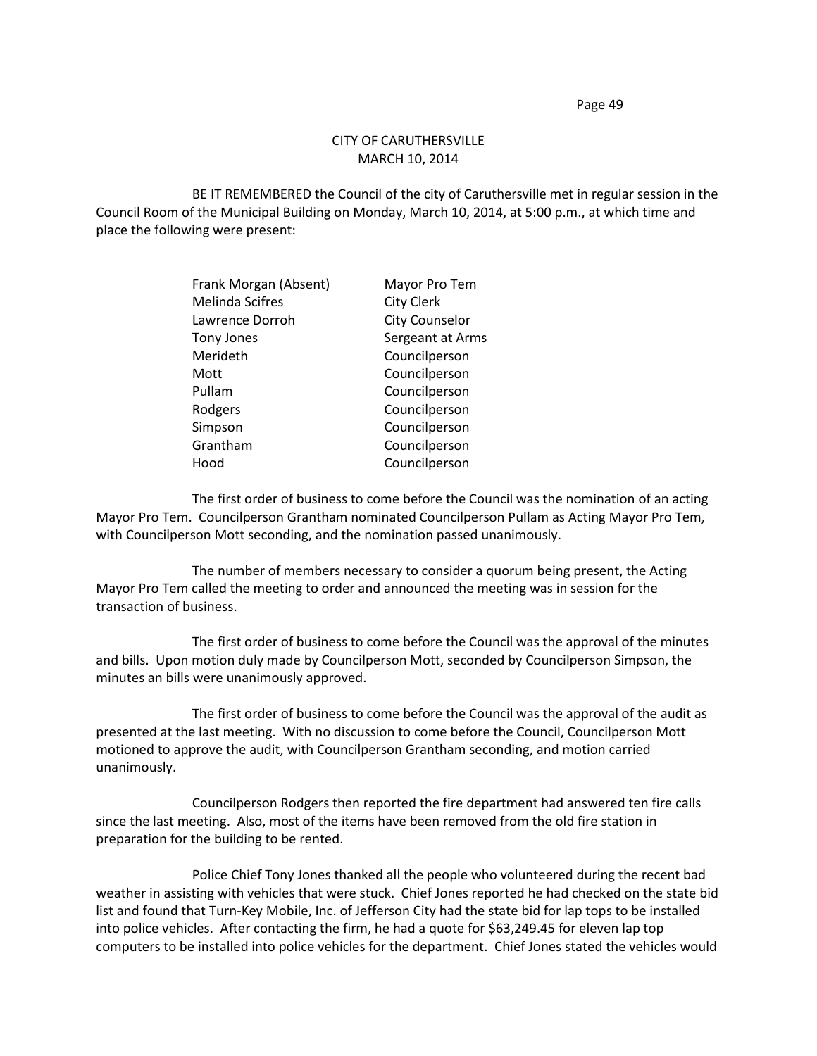CITY OF CARUTHERSVILLE
MARCH 10, 2014

BE IT REMEMBERED the Council of the city of Caruthersville met in regular session in the Council Room of the Municipal Building on Monday, March 10, 2014, at 5:00 p.m., at which time and place the following were present:

| | |
|---|---|
| Frank Morgan (Absent) | Mayor Pro Tem |
| Melinda Scifres | City Clerk |
| Lawrence Dorroh | City Counselor |
| Tony Jones | Sergeant at Arms |
| Merideth | Councilperson |
| Mott | Councilperson |
| Pullam | Councilperson |
| Rodgers | Councilperson |
| Simpson | Councilperson |
| Grantham | Councilperson |
| Hood | Councilperson |

The first order of business to come before the Council was the nomination of an acting Mayor Pro Tem. Councilperson Grantham nominated Councilperson Pullam as Acting Mayor Pro Tem, with Councilperson Mott seconding, and the nomination passed unanimously.

The number of members necessary to consider a quorum being present, the Acting Mayor Pro Tem called the meeting to order and announced the meeting was in session for the transaction of business.

The first order of business to come before the Council was the approval of the minutes and bills. Upon motion duly made by Councilperson Mott, seconded by Councilperson Simpson, the minutes an bills were unanimously approved.

The first order of business to come before the Council was the approval of the audit as presented at the last meeting. With no discussion to come before the Council, Councilperson Mott motioned to approve the audit, with Councilperson Grantham seconding, and motion carried unanimously.

Councilperson Rodgers then reported the fire department had answered ten fire calls since the last meeting. Also, most of the items have been removed from the old fire station in preparation for the building to be rented.

Police Chief Tony Jones thanked all the people who volunteered during the recent bad weather in assisting with vehicles that were stuck. Chief Jones reported he had checked on the state bid list and found that Turn-Key Mobile, Inc. of Jefferson City had the state bid for lap tops to be installed into police vehicles. After contacting the firm, he had a quote for $63,249.45 for eleven lap top computers to be installed into police vehicles for the department. Chief Jones stated the vehicles would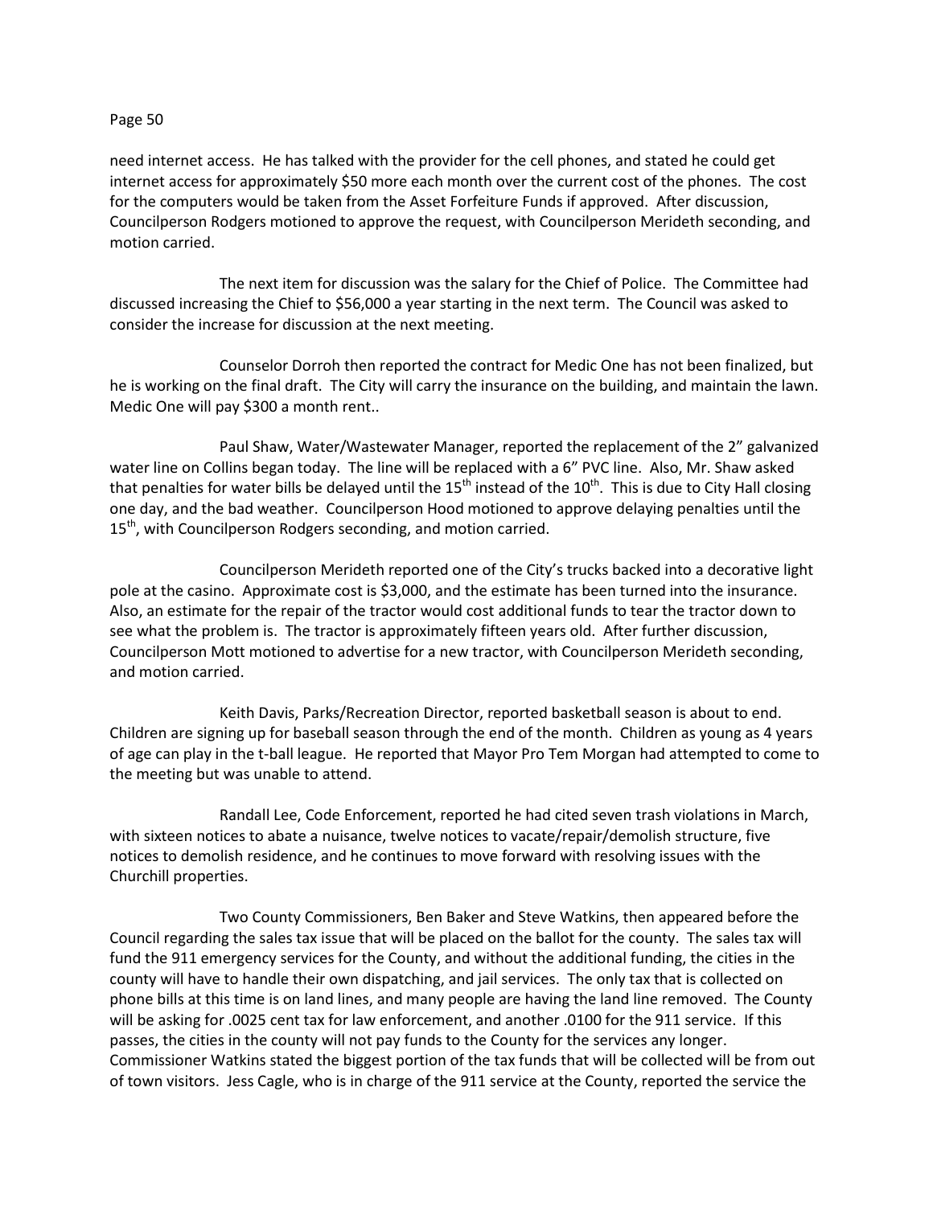need internet access. He has talked with the provider for the cell phones, and stated he could get internet access for approximately $50 more each month over the current cost of the phones. The cost for the computers would be taken from the Asset Forfeiture Funds if approved. After discussion, Councilperson Rodgers motioned to approve the request, with Councilperson Merideth seconding, and motion carried.

The next item for discussion was the salary for the Chief of Police. The Committee had discussed increasing the Chief to $56,000 a year starting in the next term. The Council was asked to consider the increase for discussion at the next meeting.

Counselor Dorroh then reported the contract for Medic One has not been finalized, but he is working on the final draft. The City will carry the insurance on the building, and maintain the lawn. Medic One will pay $300 a month rent..

Paul Shaw, Water/Wastewater Manager, reported the replacement of the 2" galvanized water line on Collins began today. The line will be replaced with a 6" PVC line. Also, Mr. Shaw asked that penalties for water bills be delayed until the 15th instead of the 10th. This is due to City Hall closing one day, and the bad weather. Councilperson Hood motioned to approve delaying penalties until the 15th, with Councilperson Rodgers seconding, and motion carried.

Councilperson Merideth reported one of the City's trucks backed into a decorative light pole at the casino. Approximate cost is $3,000, and the estimate has been turned into the insurance. Also, an estimate for the repair of the tractor would cost additional funds to tear the tractor down to see what the problem is. The tractor is approximately fifteen years old. After further discussion, Councilperson Mott motioned to advertise for a new tractor, with Councilperson Merideth seconding, and motion carried.

Keith Davis, Parks/Recreation Director, reported basketball season is about to end. Children are signing up for baseball season through the end of the month. Children as young as 4 years of age can play in the t-ball league. He reported that Mayor Pro Tem Morgan had attempted to come to the meeting but was unable to attend.

Randall Lee, Code Enforcement, reported he had cited seven trash violations in March, with sixteen notices to abate a nuisance, twelve notices to vacate/repair/demolish structure, five notices to demolish residence, and he continues to move forward with resolving issues with the Churchill properties.

Two County Commissioners, Ben Baker and Steve Watkins, then appeared before the Council regarding the sales tax issue that will be placed on the ballot for the county. The sales tax will fund the 911 emergency services for the County, and without the additional funding, the cities in the county will have to handle their own dispatching, and jail services. The only tax that is collected on phone bills at this time is on land lines, and many people are having the land line removed. The County will be asking for .0025 cent tax for law enforcement, and another .0100 for the 911 service. If this passes, the cities in the county will not pay funds to the County for the services any longer. Commissioner Watkins stated the biggest portion of the tax funds that will be collected will be from out of town visitors. Jess Cagle, who is in charge of the 911 service at the County, reported the service the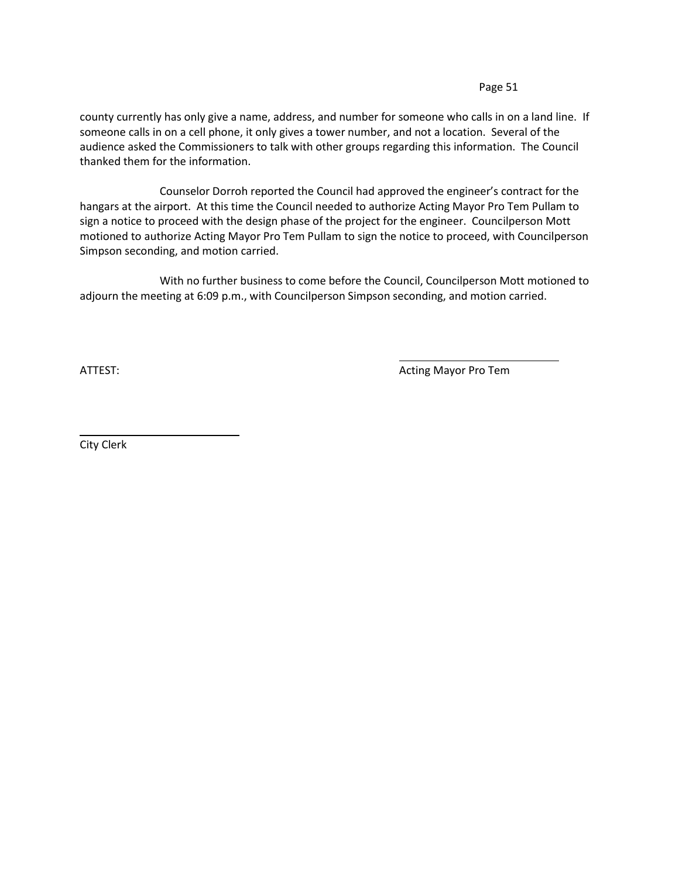county currently has only give a name, address, and number for someone who calls in on a land line. If someone calls in on a cell phone, it only gives a tower number, and not a location. Several of the audience asked the Commissioners to talk with other groups regarding this information. The Council thanked them for the information.

Counselor Dorroh reported the Council had approved the engineer's contract for the hangars at the airport. At this time the Council needed to authorize Acting Mayor Pro Tem Pullam to sign a notice to proceed with the design phase of the project for the engineer. Councilperson Mott motioned to authorize Acting Mayor Pro Tem Pullam to sign the notice to proceed, with Councilperson Simpson seconding, and motion carried.

With no further business to come before the Council, Councilperson Mott motioned to adjourn the meeting at 6:09 p.m., with Councilperson Simpson seconding, and motion carried.

ATTEST:

\_\_\_\_\_\_\_\_\_\_\_\_\_\_\_\_\_\_\_\_\_\_\_\_\_\_\_\_
Acting Mayor Pro Tem

\_\_\_\_\_\_\_\_\_\_\_\_\_\_\_\_\_\_\_\_\_\_\_\_\_\_\_\_
City Clerk